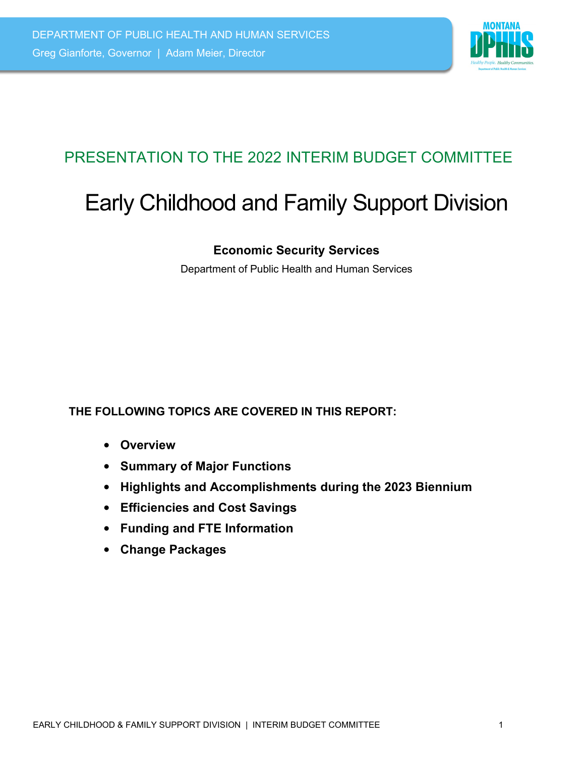DEPARTMENT OF PUBLIC HEALTH AND HUMAN SERVICES

Greg Gianforte, Governor | Adam Meier, Director

## PRESENTATION TO THE 2022 INTERIM BUDGET COMMITTEE

# Early Childhood and Family Support Division

**Economic Security Services**

Department of Public Health and Human Services

**THE FOLLOWING TOPICS ARE COVERED IN THIS REPORT:**

- **Overview**
- **Summary of Major Functions**
- **Highlights and Accomplishments during the 2023 Biennium**
- **Efficiencies and Cost Savings**
- **Funding and FTE Information**
- **Change Packages**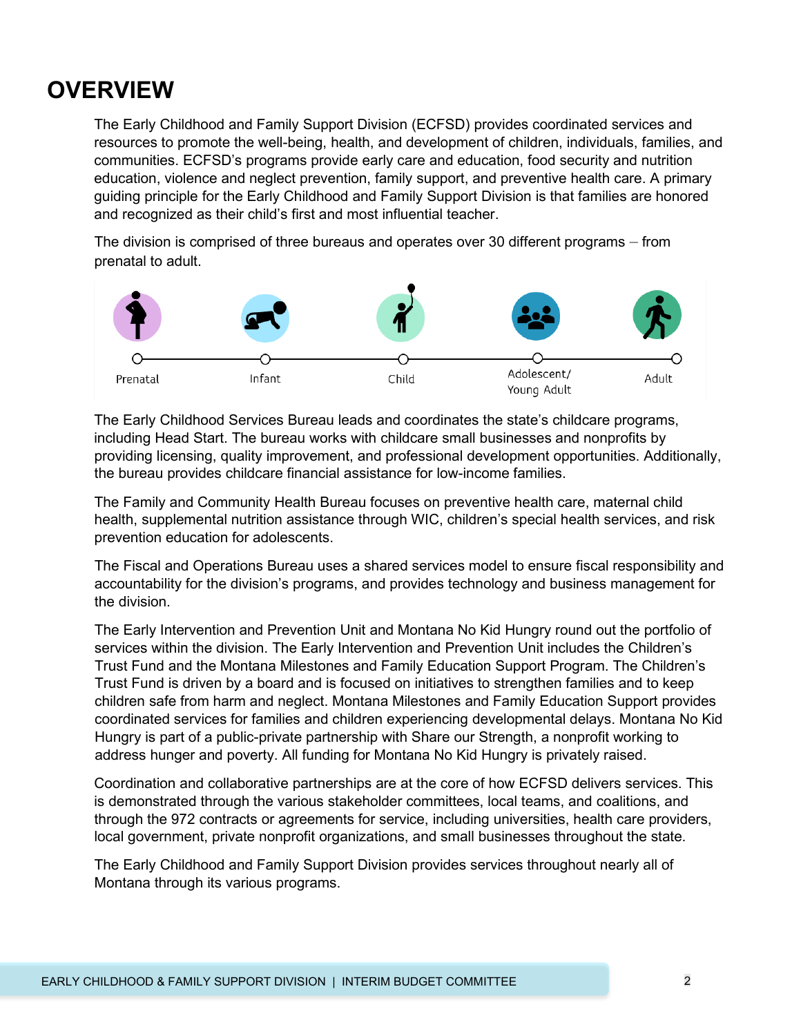# OVERVIEW

The Early Childhood and Family Support Division (ECFSD) provides coordinated services and resources to promote the well-being, health, and development of children, individuals, families, and communities. ECFSD's programs provide early care and education, food security and nutrition education, violence and neglect prevention, family support, and preventive health care. A primary guiding principle for the Early Childhood and Family Support Division is that families are honored and recognized as their child's first and most influential teacher.

The division is comprised of three bureaus and operates over 30 different programs – from prenatal to adult.

Prenatal
Infant
Child
Adolescent/
Young Adult
Adult

The Early Childhood Services Bureau leads and coordinates the state's childcare programs, including Head Start. The bureau works with childcare small businesses and nonprofits by providing licensing, quality improvement, and professional development opportunities. Additionally, the bureau provides childcare financial assistance for low-income families.

The Family and Community Health Bureau focuses on preventive health care, maternal child health, supplemental nutrition assistance through WIC, children's special health services, and risk prevention education for adolescents.

The Fiscal and Operations Bureau uses a shared services model to ensure fiscal responsibility and accountability for the division's programs, and provides technology and business management for the division.

The Early Intervention and Prevention Unit and Montana No Kid Hungry round out the portfolio of services within the division. The Early Intervention and Prevention Unit includes the Children's Trust Fund and the Montana Milestones and Family Education Support Program. The Children's Trust Fund is driven by a board and is focused on initiatives to strengthen families and to keep children safe from harm and neglect. Montana Milestones and Family Education Support provides coordinated services for families and children experiencing developmental delays. Montana No Kid Hungry is part of a public-private partnership with Share our Strength, a nonprofit working to address hunger and poverty. All funding for Montana No Kid Hungry is privately raised.

Coordination and collaborative partnerships are at the core of how ECFSD delivers services. This is demonstrated through the various stakeholder committees, local teams, and coalitions, and through the 972 contracts or agreements for service, including universities, health care providers, local government, private nonprofit organizations, and small businesses throughout the state.

The Early Childhood and Family Support Division provides services throughout nearly all of Montana through its various programs.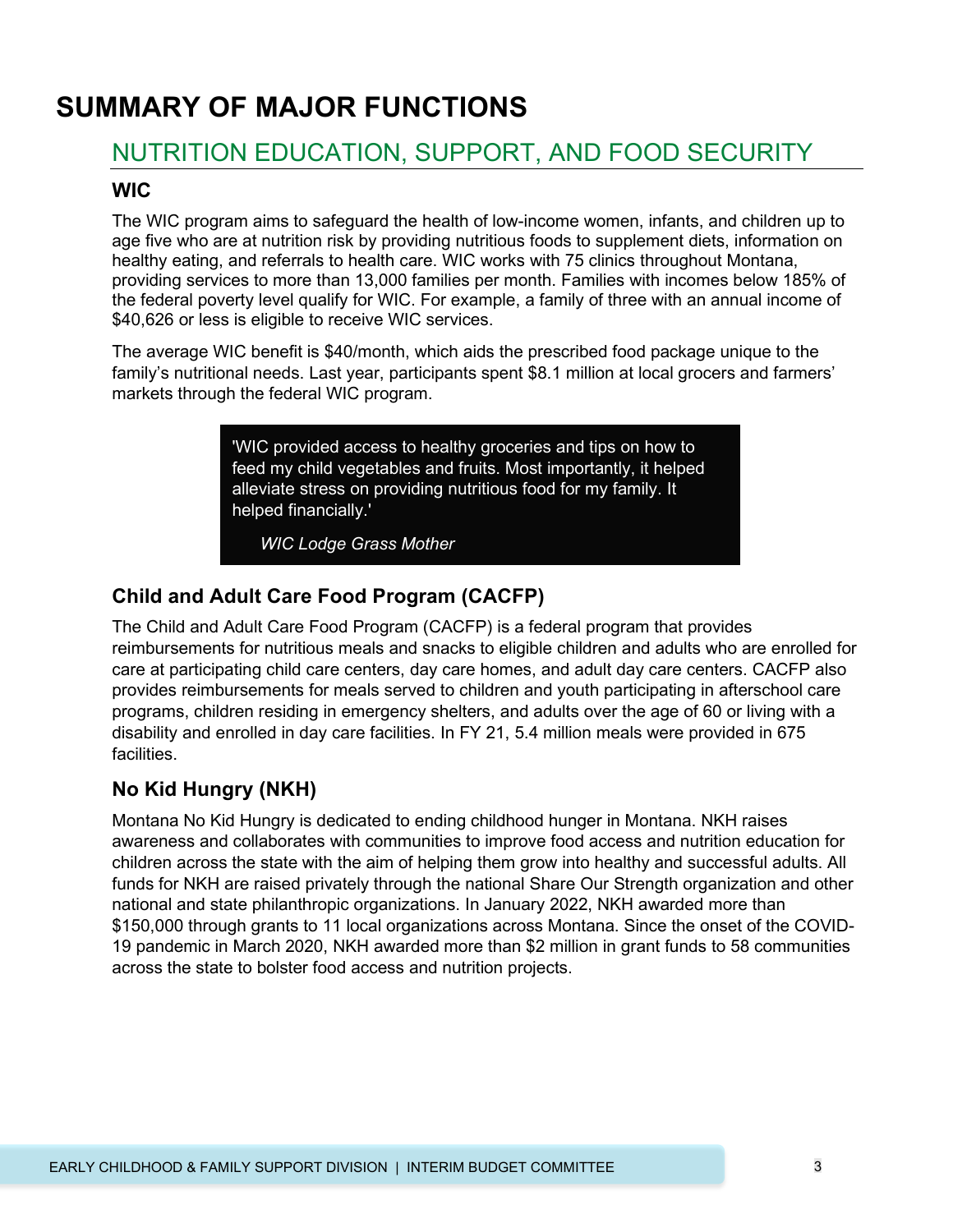# SUMMARY OF MAJOR FUNCTIONS

## NUTRITION EDUCATION, SUPPORT, AND FOOD SECURITY

### WIC

The WIC program aims to safeguard the health of low-income women, infants, and children up to age five who are at nutrition risk by providing nutritious foods to supplement diets, information on healthy eating, and referrals to health care. WIC works with 75 clinics throughout Montana, providing services to more than 13,000 families per month. Families with incomes below 185% of the federal poverty level qualify for WIC. For example, a family of three with an annual income of $40,626 or less is eligible to receive WIC services.

The average WIC benefit is $40/month, which aids the prescribed food package unique to the family's nutritional needs. Last year, participants spent $8.1 million at local grocers and farmers' markets through the federal WIC program.

> 'WIC provided access to healthy groceries and tips on how to feed my child vegetables and fruits. Most importantly, it helped alleviate stress on providing nutritious food for my family. It helped financially.'
>
> *WIC Lodge Grass Mother*

### Child and Adult Care Food Program (CACFP)

The Child and Adult Care Food Program (CACFP) is a federal program that provides reimbursements for nutritious meals and snacks to eligible children and adults who are enrolled for care at participating child care centers, day care homes, and adult day care centers. CACFP also provides reimbursements for meals served to children and youth participating in afterschool care programs, children residing in emergency shelters, and adults over the age of 60 or living with a disability and enrolled in day care facilities. In FY 21, 5.4 million meals were provided in 675 facilities.

### No Kid Hungry (NKH)

Montana No Kid Hungry is dedicated to ending childhood hunger in Montana. NKH raises awareness and collaborates with communities to improve food access and nutrition education for children across the state with the aim of helping them grow into healthy and successful adults. All funds for NKH are raised privately through the national Share Our Strength organization and other national and state philanthropic organizations. In January 2022, NKH awarded more than $150,000 through grants to 11 local organizations across Montana. Since the onset of the COVID-19 pandemic in March 2020, NKH awarded more than $2 million in grant funds to 58 communities across the state to bolster food access and nutrition projects.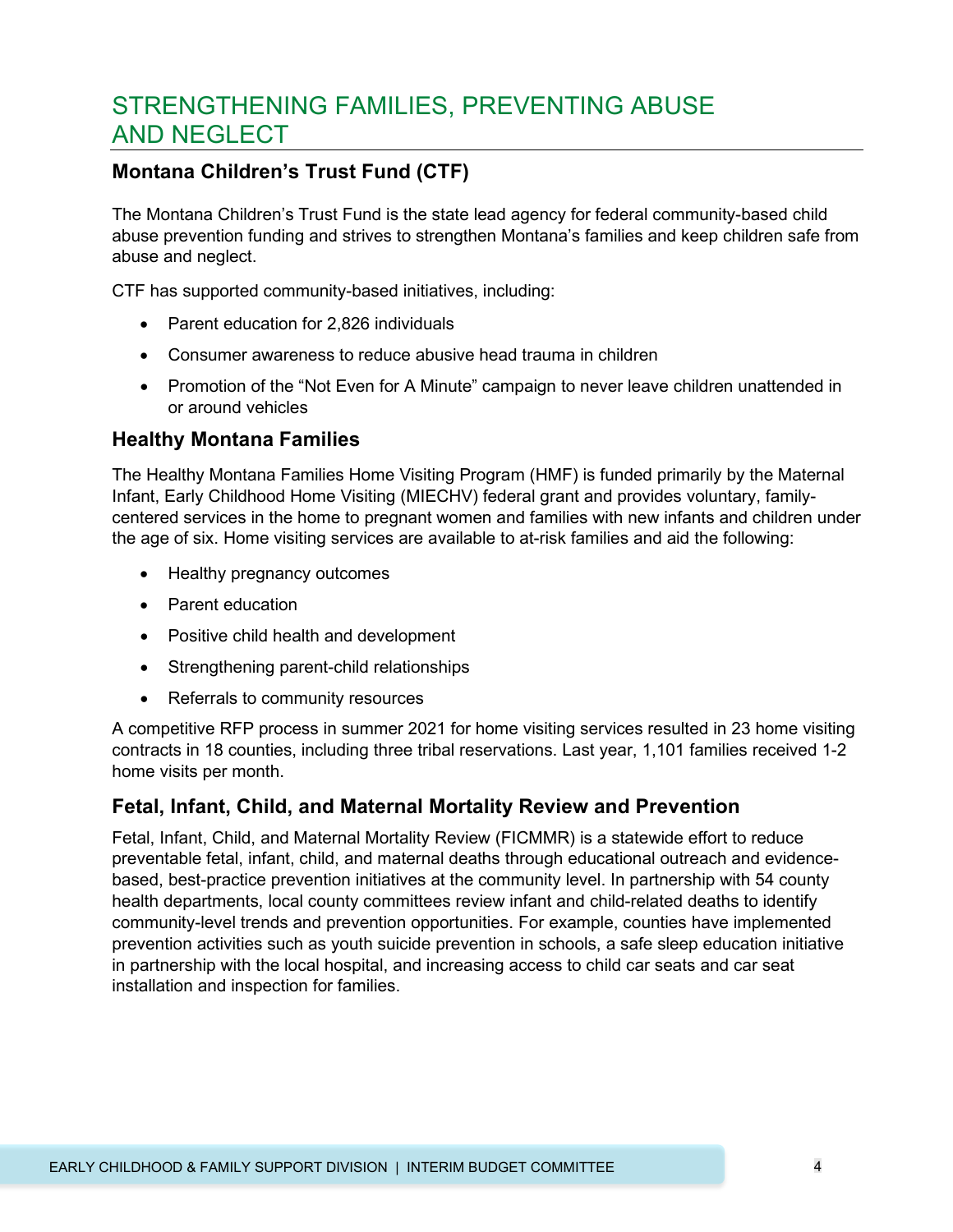# STRENGTHENING FAMILIES, PREVENTING ABUSE AND NEGLECT

## Montana Children's Trust Fund (CTF)

The Montana Children's Trust Fund is the state lead agency for federal community-based child abuse prevention funding and strives to strengthen Montana's families and keep children safe from abuse and neglect.

CTF has supported community-based initiatives, including:

- Parent education for 2,826 individuals
- Consumer awareness to reduce abusive head trauma in children
- Promotion of the "Not Even for A Minute" campaign to never leave children unattended in or around vehicles

## Healthy Montana Families

The Healthy Montana Families Home Visiting Program (HMF) is funded primarily by the Maternal Infant, Early Childhood Home Visiting (MIECHV) federal grant and provides voluntary, family-centered services in the home to pregnant women and families with new infants and children under the age of six. Home visiting services are available to at-risk families and aid the following:

- Healthy pregnancy outcomes
- Parent education
- Positive child health and development
- Strengthening parent-child relationships
- Referrals to community resources

A competitive RFP process in summer 2021 for home visiting services resulted in 23 home visiting contracts in 18 counties, including three tribal reservations. Last year, 1,101 families received 1-2 home visits per month.

## Fetal, Infant, Child, and Maternal Mortality Review and Prevention

Fetal, Infant, Child, and Maternal Mortality Review (FICMMR) is a statewide effort to reduce preventable fetal, infant, child, and maternal deaths through educational outreach and evidence-based, best-practice prevention initiatives at the community level. In partnership with 54 county health departments, local county committees review infant and child-related deaths to identify community-level trends and prevention opportunities. For example, counties have implemented prevention activities such as youth suicide prevention in schools, a safe sleep education initiative in partnership with the local hospital, and increasing access to child car seats and car seat installation and inspection for families.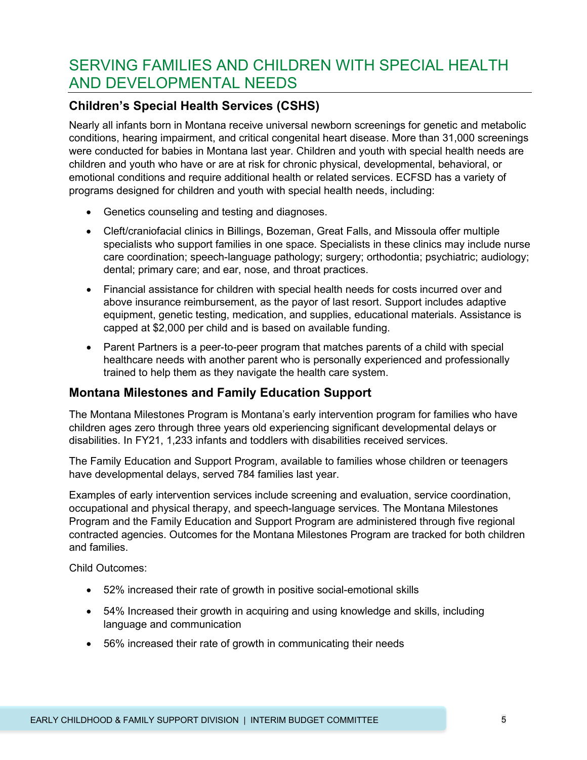# SERVING FAMILIES AND CHILDREN WITH SPECIAL HEALTH AND DEVELOPMENTAL NEEDS

## Children's Special Health Services (CSHS)

Nearly all infants born in Montana receive universal newborn screenings for genetic and metabolic conditions, hearing impairment, and critical congenital heart disease. More than 31,000 screenings were conducted for babies in Montana last year. Children and youth with special health needs are children and youth who have or are at risk for chronic physical, developmental, behavioral, or emotional conditions and require additional health or related services. ECFSD has a variety of programs designed for children and youth with special health needs, including:

- Genetics counseling and testing and diagnoses.
- Cleft/craniofacial clinics in Billings, Bozeman, Great Falls, and Missoula offer multiple specialists who support families in one space. Specialists in these clinics may include nurse care coordination; speech-language pathology; surgery; orthodontia; psychiatric; audiology; dental; primary care; and ear, nose, and throat practices.
- Financial assistance for children with special health needs for costs incurred over and above insurance reimbursement, as the payor of last resort. Support includes adaptive equipment, genetic testing, medication, and supplies, educational materials. Assistance is capped at $2,000 per child and is based on available funding.
- Parent Partners is a peer-to-peer program that matches parents of a child with special healthcare needs with another parent who is personally experienced and professionally trained to help them as they navigate the health care system.

## Montana Milestones and Family Education Support

The Montana Milestones Program is Montana's early intervention program for families who have children ages zero through three years old experiencing significant developmental delays or disabilities. In FY21, 1,233 infants and toddlers with disabilities received services.

The Family Education and Support Program, available to families whose children or teenagers have developmental delays, served 784 families last year.

Examples of early intervention services include screening and evaluation, service coordination, occupational and physical therapy, and speech-language services. The Montana Milestones Program and the Family Education and Support Program are administered through five regional contracted agencies. Outcomes for the Montana Milestones Program are tracked for both children and families.

Child Outcomes:

- 52% increased their rate of growth in positive social-emotional skills
- 54% Increased their growth in acquiring and using knowledge and skills, including language and communication
- 56% increased their rate of growth in communicating their needs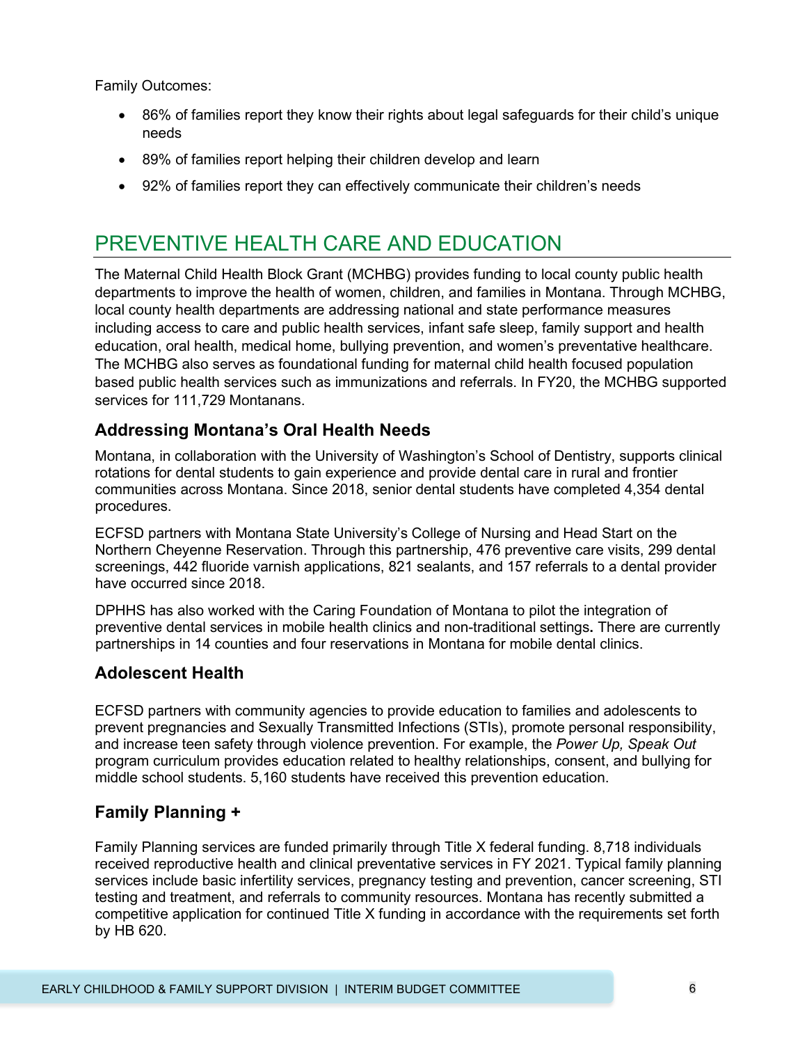Family Outcomes:

- 86% of families report they know their rights about legal safeguards for their child's unique needs
- 89% of families report helping their children develop and learn
- 92% of families report they can effectively communicate their children's needs

## PREVENTIVE HEALTH CARE AND EDUCATION

The Maternal Child Health Block Grant (MCHBG) provides funding to local county public health departments to improve the health of women, children, and families in Montana. Through MCHBG, local county health departments are addressing national and state performance measures including access to care and public health services, infant safe sleep, family support and health education, oral health, medical home, bullying prevention, and women's preventative healthcare. The MCHBG also serves as foundational funding for maternal child health focused population based public health services such as immunizations and referrals. In FY20, the MCHBG supported services for 111,729 Montanans.

### Addressing Montana's Oral Health Needs

Montana, in collaboration with the University of Washington's School of Dentistry, supports clinical rotations for dental students to gain experience and provide dental care in rural and frontier communities across Montana. Since 2018, senior dental students have completed 4,354 dental procedures.

ECFSD partners with Montana State University's College of Nursing and Head Start on the Northern Cheyenne Reservation. Through this partnership, 476 preventive care visits, 299 dental screenings, 442 fluoride varnish applications, 821 sealants, and 157 referrals to a dental provider have occurred since 2018.

DPHHS has also worked with the Caring Foundation of Montana to pilot the integration of preventive dental services in mobile health clinics and non-traditional settings**.** There are currently partnerships in 14 counties and four reservations in Montana for mobile dental clinics.

### Adolescent Health

ECFSD partners with community agencies to provide education to families and adolescents to prevent pregnancies and Sexually Transmitted Infections (STIs), promote personal responsibility, and increase teen safety through violence prevention. For example, the *Power Up, Speak Out* program curriculum provides education related to healthy relationships, consent, and bullying for middle school students. 5,160 students have received this prevention education.

### Family Planning +

Family Planning services are funded primarily through Title X federal funding. 8,718 individuals received reproductive health and clinical preventative services in FY 2021. Typical family planning services include basic infertility services, pregnancy testing and prevention, cancer screening, STI testing and treatment, and referrals to community resources. Montana has recently submitted a competitive application for continued Title X funding in accordance with the requirements set forth by HB 620.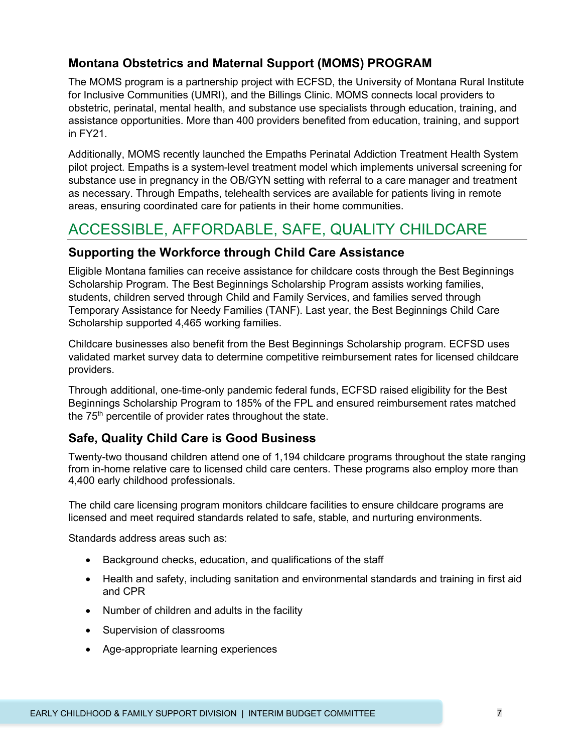### Montana Obstetrics and Maternal Support (MOMS) PROGRAM

The MOMS program is a partnership project with ECFSD, the University of Montana Rural Institute for Inclusive Communities (UMRI), and the Billings Clinic. MOMS connects local providers to obstetric, perinatal, mental health, and substance use specialists through education, training, and assistance opportunities. More than 400 providers benefited from education, training, and support in FY21.

Additionally, MOMS recently launched the Empaths Perinatal Addiction Treatment Health System pilot project. Empaths is a system-level treatment model which implements universal screening for substance use in pregnancy in the OB/GYN setting with referral to a care manager and treatment as necessary. Through Empaths, telehealth services are available for patients living in remote areas, ensuring coordinated care for patients in their home communities.

## ACCESSIBLE, AFFORDABLE, SAFE, QUALITY CHILDCARE

### Supporting the Workforce through Child Care Assistance

Eligible Montana families can receive assistance for childcare costs through the Best Beginnings Scholarship Program. The Best Beginnings Scholarship Program assists working families, students, children served through Child and Family Services, and families served through Temporary Assistance for Needy Families (TANF). Last year, the Best Beginnings Child Care Scholarship supported 4,465 working families.

Childcare businesses also benefit from the Best Beginnings Scholarship program. ECFSD uses validated market survey data to determine competitive reimbursement rates for licensed childcare providers.

Through additional, one-time-only pandemic federal funds, ECFSD raised eligibility for the Best Beginnings Scholarship Program to 185% of the FPL and ensured reimbursement rates matched the 75th percentile of provider rates throughout the state.

### Safe, Quality Child Care is Good Business

Twenty-two thousand children attend one of 1,194 childcare programs throughout the state ranging from in-home relative care to licensed child care centers. These programs also employ more than 4,400 early childhood professionals.

The child care licensing program monitors childcare facilities to ensure childcare programs are licensed and meet required standards related to safe, stable, and nurturing environments.

Standards address areas such as:

- Background checks, education, and qualifications of the staff
- Health and safety, including sanitation and environmental standards and training in first aid and CPR
- Number of children and adults in the facility
- Supervision of classrooms
- Age-appropriate learning experiences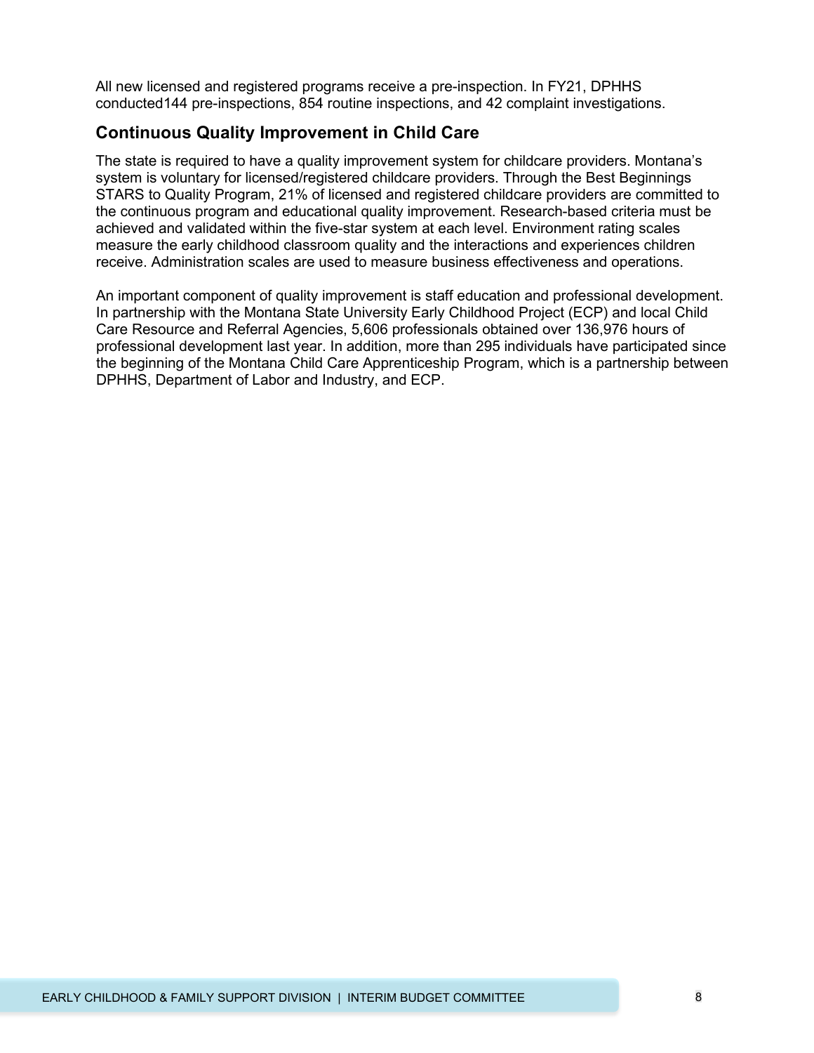All new licensed and registered programs receive a pre-inspection. In FY21, DPHHS conducted144 pre-inspections, 854 routine inspections, and 42 complaint investigations.

## Continuous Quality Improvement in Child Care

The state is required to have a quality improvement system for childcare providers. Montana's system is voluntary for licensed/registered childcare providers. Through the Best Beginnings STARS to Quality Program, 21% of licensed and registered childcare providers are committed to the continuous program and educational quality improvement. Research-based criteria must be achieved and validated within the five-star system at each level. Environment rating scales measure the early childhood classroom quality and the interactions and experiences children receive. Administration scales are used to measure business effectiveness and operations.

An important component of quality improvement is staff education and professional development. In partnership with the Montana State University Early Childhood Project (ECP) and local Child Care Resource and Referral Agencies, 5,606 professionals obtained over 136,976 hours of professional development last year. In addition, more than 295 individuals have participated since the beginning of the Montana Child Care Apprenticeship Program, which is a partnership between DPHHS, Department of Labor and Industry, and ECP.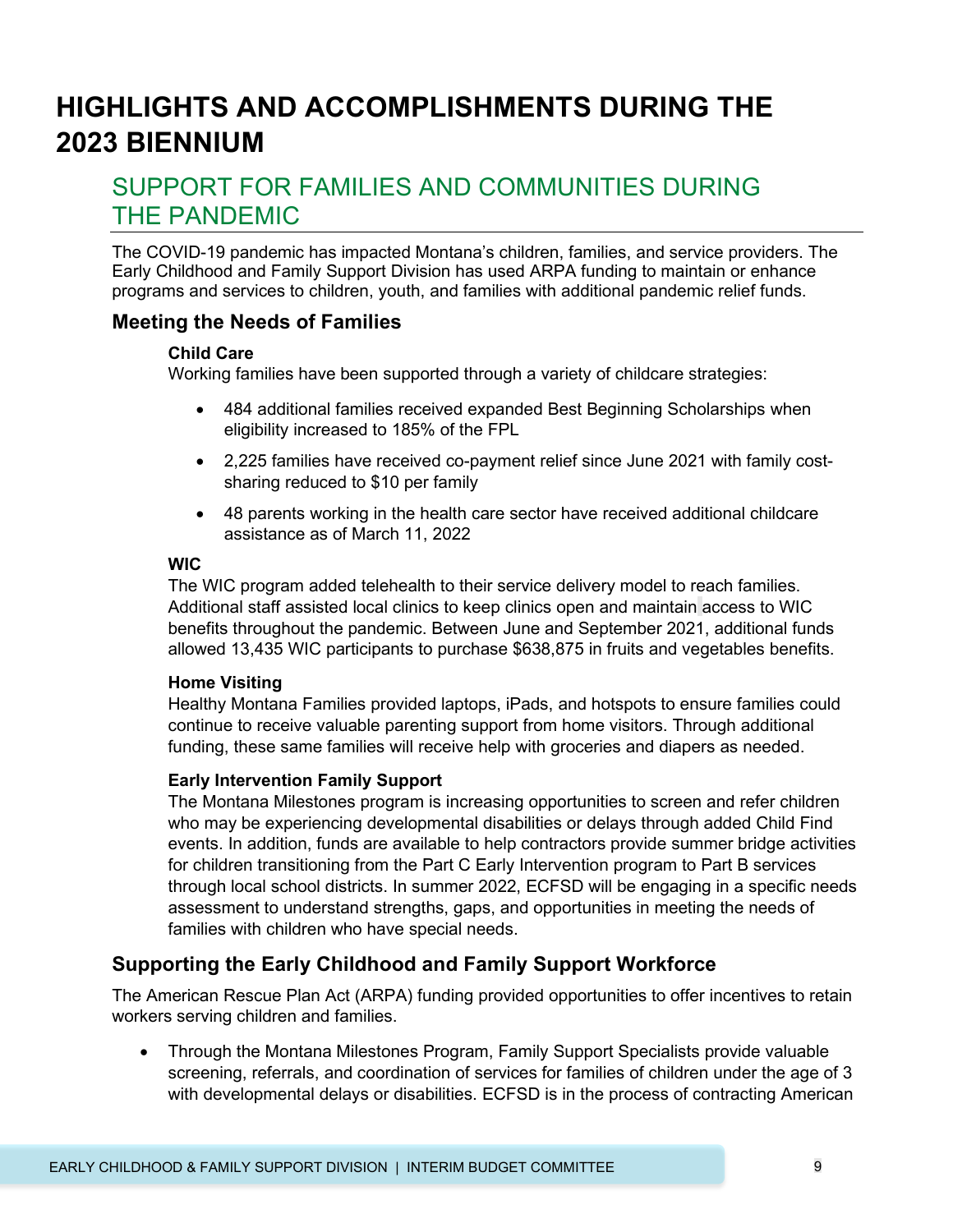# HIGHLIGHTS AND ACCOMPLISHMENTS DURING THE 2023 BIENNIUM

## SUPPORT FOR FAMILIES AND COMMUNITIES DURING THE PANDEMIC

The COVID-19 pandemic has impacted Montana's children, families, and service providers. The Early Childhood and Family Support Division has used ARPA funding to maintain or enhance programs and services to children, youth, and families with additional pandemic relief funds.

### Meeting the Needs of Families

**Child Care**

Working families have been supported through a variety of childcare strategies:

- 484 additional families received expanded Best Beginning Scholarships when eligibility increased to 185% of the FPL
- 2,225 families have received co-payment relief since June 2021 with family cost-sharing reduced to $10 per family
- 48 parents working in the health care sector have received additional childcare assistance as of March 11, 2022

**WIC**

The WIC program added telehealth to their service delivery model to reach families. Additional staff assisted local clinics to keep clinics open and maintain access to WIC benefits throughout the pandemic. Between June and September 2021, additional funds allowed 13,435 WIC participants to purchase $638,875 in fruits and vegetables benefits.

**Home Visiting**

Healthy Montana Families provided laptops, iPads, and hotspots to ensure families could continue to receive valuable parenting support from home visitors. Through additional funding, these same families will receive help with groceries and diapers as needed.

**Early Intervention Family Support**

The Montana Milestones program is increasing opportunities to screen and refer children who may be experiencing developmental disabilities or delays through added Child Find events. In addition, funds are available to help contractors provide summer bridge activities for children transitioning from the Part C Early Intervention program to Part B services through local school districts. In summer 2022, ECFSD will be engaging in a specific needs assessment to understand strengths, gaps, and opportunities in meeting the needs of families with children who have special needs.

### Supporting the Early Childhood and Family Support Workforce

The American Rescue Plan Act (ARPA) funding provided opportunities to offer incentives to retain workers serving children and families.

- Through the Montana Milestones Program, Family Support Specialists provide valuable screening, referrals, and coordination of services for families of children under the age of 3 with developmental delays or disabilities. ECFSD is in the process of contracting American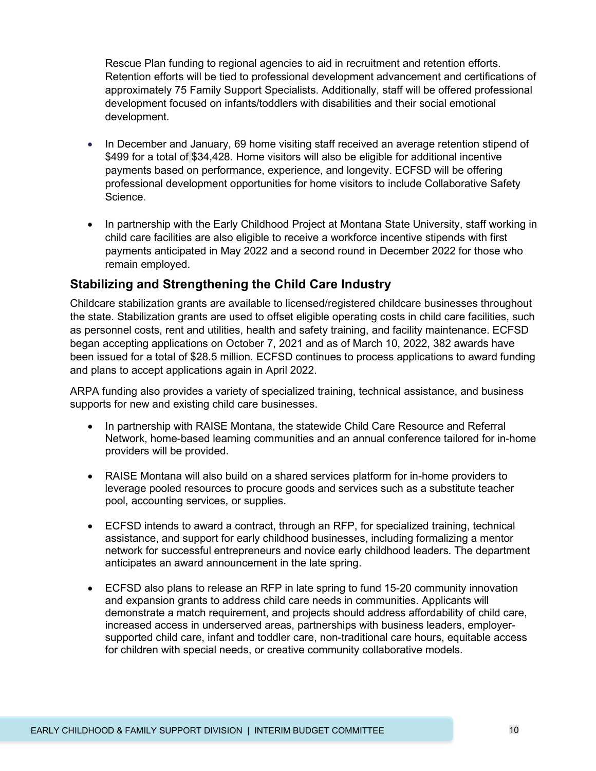Rescue Plan funding to regional agencies to aid in recruitment and retention efforts. Retention efforts will be tied to professional development advancement and certifications of approximately 75 Family Support Specialists. Additionally, staff will be offered professional development focused on infants/toddlers with disabilities and their social emotional development.

- In December and January, 69 home visiting staff received an average retention stipend of $499 for a total of $34,428. Home visitors will also be eligible for additional incentive payments based on performance, experience, and longevity. ECFSD will be offering professional development opportunities for home visitors to include Collaborative Safety Science.

- In partnership with the Early Childhood Project at Montana State University, staff working in child care facilities are also eligible to receive a workforce incentive stipends with first payments anticipated in May 2022 and a second round in December 2022 for those who remain employed.

## Stabilizing and Strengthening the Child Care Industry

Childcare stabilization grants are available to licensed/registered childcare businesses throughout the state. Stabilization grants are used to offset eligible operating costs in child care facilities, such as personnel costs, rent and utilities, health and safety training, and facility maintenance. ECFSD began accepting applications on October 7, 2021 and as of March 10, 2022, 382 awards have been issued for a total of $28.5 million. ECFSD continues to process applications to award funding and plans to accept applications again in April 2022.

ARPA funding also provides a variety of specialized training, technical assistance, and business supports for new and existing child care businesses.

- In partnership with RAISE Montana, the statewide Child Care Resource and Referral Network, home-based learning communities and an annual conference tailored for in-home providers will be provided.

- RAISE Montana will also build on a shared services platform for in-home providers to leverage pooled resources to procure goods and services such as a substitute teacher pool, accounting services, or supplies.

- ECFSD intends to award a contract, through an RFP, for specialized training, technical assistance, and support for early childhood businesses, including formalizing a mentor network for successful entrepreneurs and novice early childhood leaders. The department anticipates an award announcement in the late spring.

- ECFSD also plans to release an RFP in late spring to fund 15-20 community innovation and expansion grants to address child care needs in communities. Applicants will demonstrate a match requirement, and projects should address affordability of child care, increased access in underserved areas, partnerships with business leaders, employer-supported child care, infant and toddler care, non-traditional care hours, equitable access for children with special needs, or creative community collaborative models.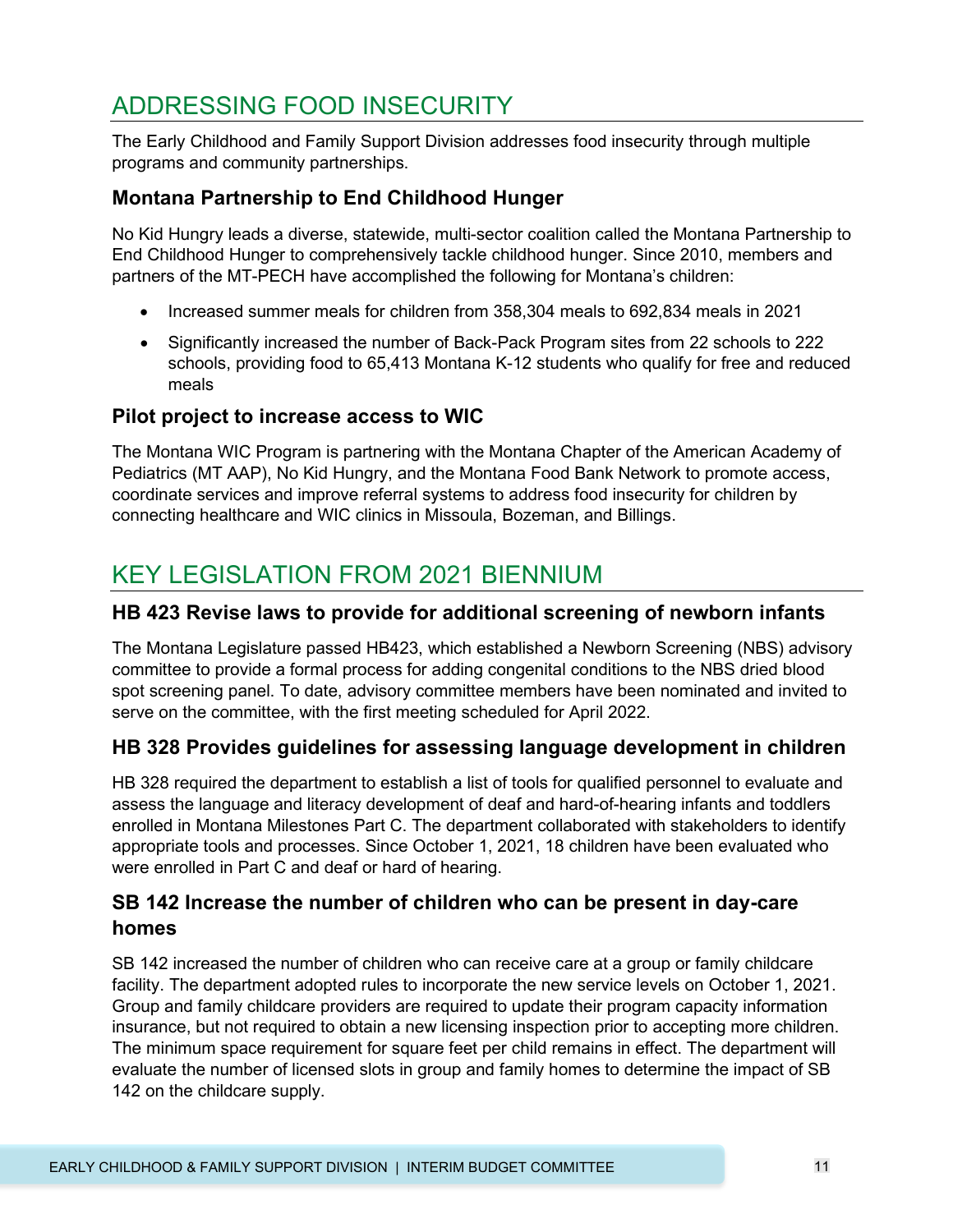## ADDRESSING FOOD INSECURITY

The Early Childhood and Family Support Division addresses food insecurity through multiple programs and community partnerships.

### Montana Partnership to End Childhood Hunger

No Kid Hungry leads a diverse, statewide, multi-sector coalition called the Montana Partnership to End Childhood Hunger to comprehensively tackle childhood hunger. Since 2010, members and partners of the MT-PECH have accomplished the following for Montana's children:

- Increased summer meals for children from 358,304 meals to 692,834 meals in 2021
- Significantly increased the number of Back-Pack Program sites from 22 schools to 222 schools, providing food to 65,413 Montana K-12 students who qualify for free and reduced meals

### Pilot project to increase access to WIC

The Montana WIC Program is partnering with the Montana Chapter of the American Academy of Pediatrics (MT AAP), No Kid Hungry, and the Montana Food Bank Network to promote access, coordinate services and improve referral systems to address food insecurity for children by connecting healthcare and WIC clinics in Missoula, Bozeman, and Billings.

## KEY LEGISLATION FROM 2021 BIENNIUM

### HB 423 Revise laws to provide for additional screening of newborn infants

The Montana Legislature passed HB423, which established a Newborn Screening (NBS) advisory committee to provide a formal process for adding congenital conditions to the NBS dried blood spot screening panel. To date, advisory committee members have been nominated and invited to serve on the committee, with the first meeting scheduled for April 2022.

### HB 328 Provides guidelines for assessing language development in children

HB 328 required the department to establish a list of tools for qualified personnel to evaluate and assess the language and literacy development of deaf and hard-of-hearing infants and toddlers enrolled in Montana Milestones Part C. The department collaborated with stakeholders to identify appropriate tools and processes. Since October 1, 2021, 18 children have been evaluated who were enrolled in Part C and deaf or hard of hearing.

### SB 142 Increase the number of children who can be present in day-care homes

SB 142 increased the number of children who can receive care at a group or family childcare facility. The department adopted rules to incorporate the new service levels on October 1, 2021. Group and family childcare providers are required to update their program capacity information insurance, but not required to obtain a new licensing inspection prior to accepting more children. The minimum space requirement for square feet per child remains in effect. The department will evaluate the number of licensed slots in group and family homes to determine the impact of SB 142 on the childcare supply.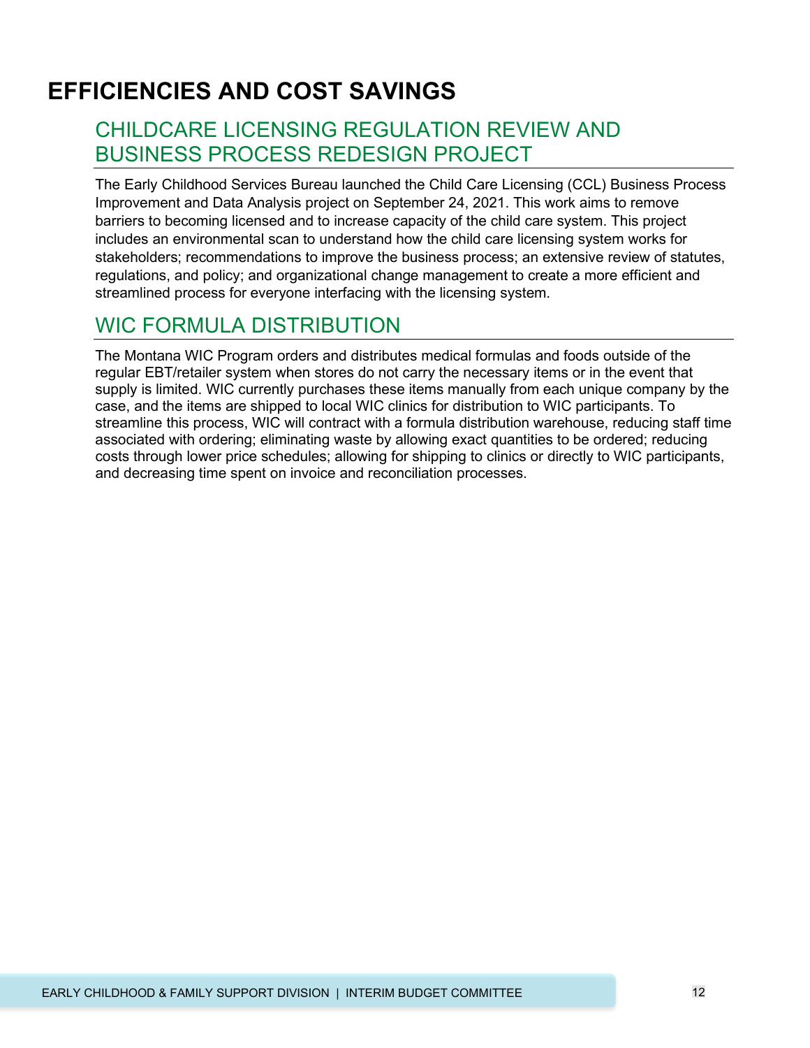# EFFICIENCIES AND COST SAVINGS

## CHILDCARE LICENSING REGULATION REVIEW AND BUSINESS PROCESS REDESIGN PROJECT

The Early Childhood Services Bureau launched the Child Care Licensing (CCL) Business Process Improvement and Data Analysis project on September 24, 2021. This work aims to remove barriers to becoming licensed and to increase capacity of the child care system. This project includes an environmental scan to understand how the child care licensing system works for stakeholders; recommendations to improve the business process; an extensive review of statutes, regulations, and policy; and organizational change management to create a more efficient and streamlined process for everyone interfacing with the licensing system.

## WIC FORMULA DISTRIBUTION

The Montana WIC Program orders and distributes medical formulas and foods outside of the regular EBT/retailer system when stores do not carry the necessary items or in the event that supply is limited. WIC currently purchases these items manually from each unique company by the case, and the items are shipped to local WIC clinics for distribution to WIC participants. To streamline this process, WIC will contract with a formula distribution warehouse, reducing staff time associated with ordering; eliminating waste by allowing exact quantities to be ordered; reducing costs through lower price schedules; allowing for shipping to clinics or directly to WIC participants, and decreasing time spent on invoice and reconciliation processes.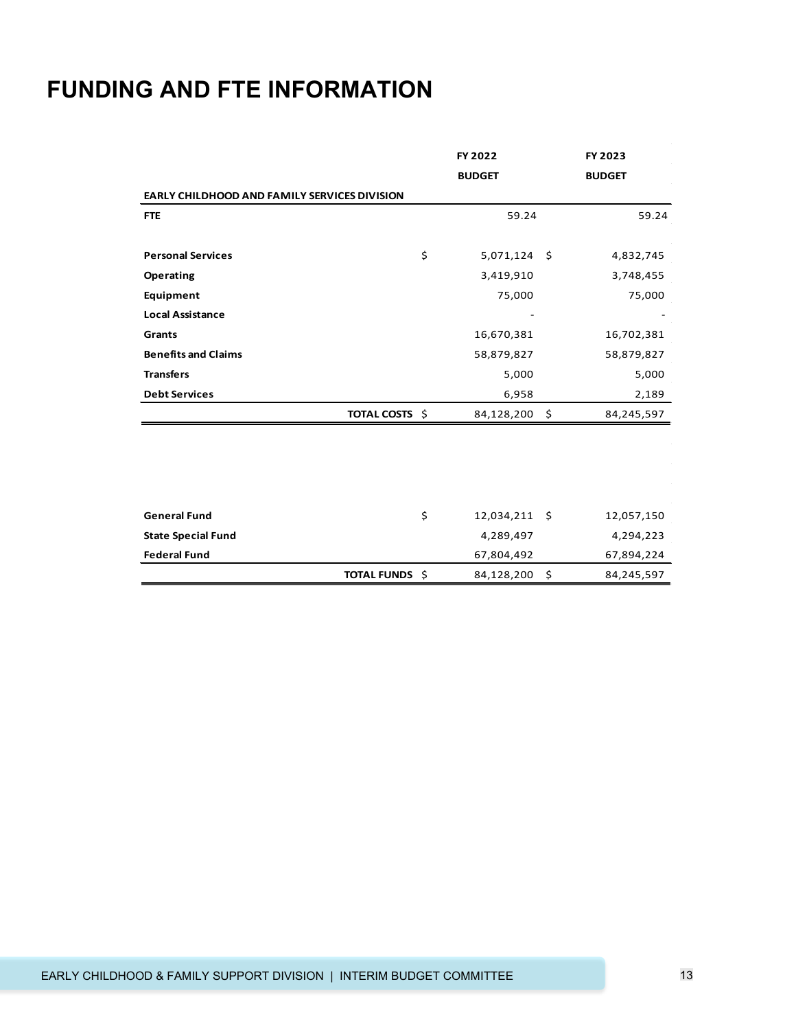# FUNDING AND FTE INFORMATION

| | FY 2022 BUDGET | FY 2023 BUDGET |
|---|---|---|
| **EARLY CHILDHOOD AND FAMILY SERVICES DIVISION** | | |
| **FTE** | 59.24 | 59.24 |
| | | |
| **Personal Services** | $ 5,071,124 | $ 4,832,745 |
| **Operating** | 3,419,910 | 3,748,455 |
| **Equipment** | 75,000 | 75,000 |
| **Local Assistance** | - | - |
| **Grants** | 16,670,381 | 16,702,381 |
| **Benefits and Claims** | 58,879,827 | 58,879,827 |
| **Transfers** | 5,000 | 5,000 |
| **Debt Services** | 6,958 | 2,189 |
| **TOTAL COSTS** | $ 84,128,200 | $ 84,245,597 |
| | | |
| **General Fund** | $ 12,034,211 | $ 12,057,150 |
| **State Special Fund** | 4,289,497 | 4,294,223 |
| **Federal Fund** | 67,804,492 | 67,894,224 |
| **TOTAL FUNDS** | $ 84,128,200 | $ 84,245,597 |